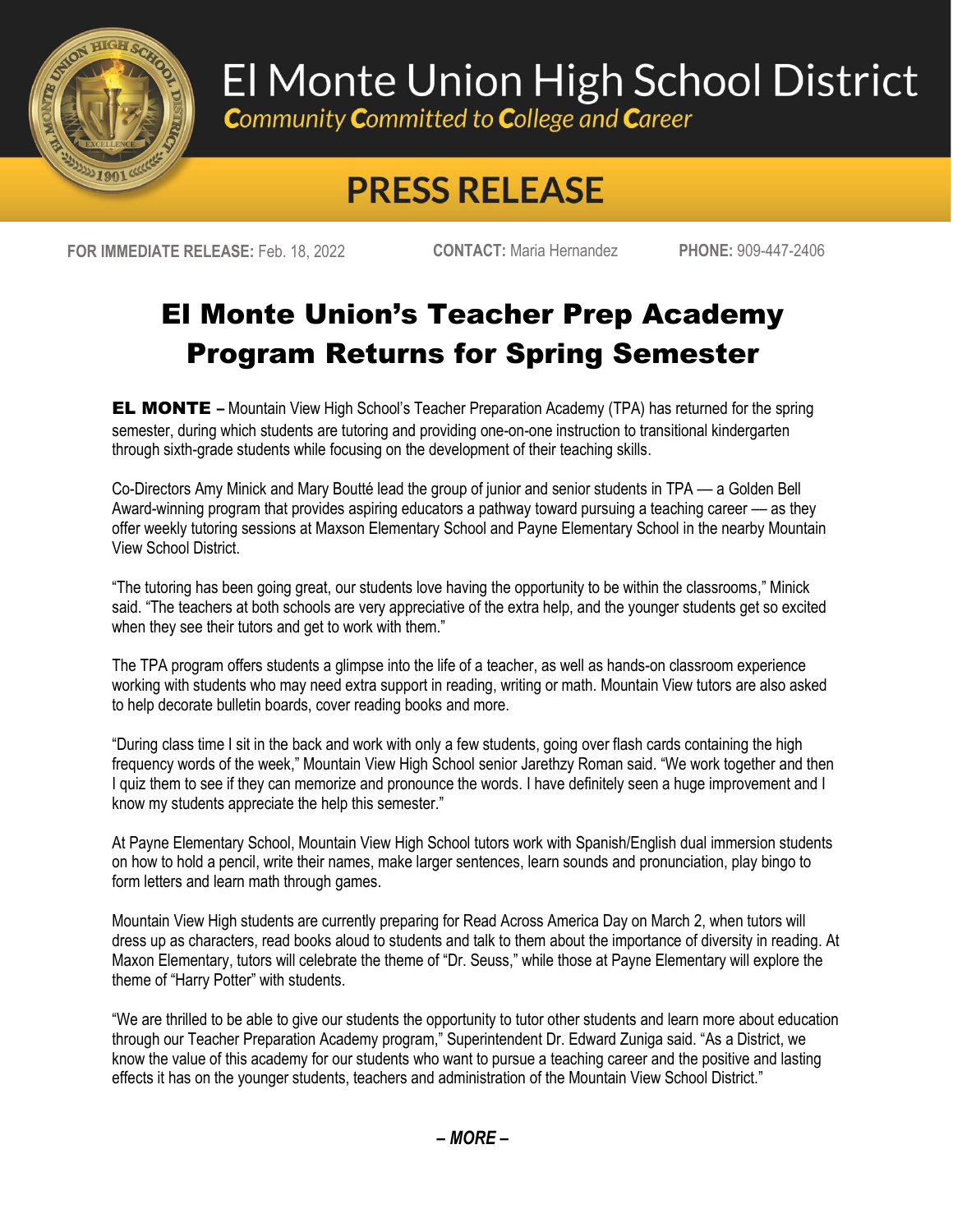# El Monte Union High School District

*Community Committed to College and Career*

## PRESS RELEASE

**FOR IMMEDIATE RELEASE:** Feb. 18, 2022 **CONTACT:** Maria Hernandez **PHONE:** 909-447-2406

# El Monte Union's Teacher Prep Academy Program Returns for Spring Semester

**EL MONTE –** Mountain View High School's Teacher Preparation Academy (TPA) has returned for the spring semester, during which students are tutoring and providing one-on-one instruction to transitional kindergarten through sixth-grade students while focusing on the development of their teaching skills.

Co-Directors Amy Minick and Mary Boutté lead the group of junior and senior students in TPA — a Golden Bell Award-winning program that provides aspiring educators a pathway toward pursuing a teaching career — as they offer weekly tutoring sessions at Maxson Elementary School and Payne Elementary School in the nearby Mountain View School District.

"The tutoring has been going great, our students love having the opportunity to be within the classrooms," Minick said. "The teachers at both schools are very appreciative of the extra help, and the younger students get so excited when they see their tutors and get to work with them."

The TPA program offers students a glimpse into the life of a teacher, as well as hands-on classroom experience working with students who may need extra support in reading, writing or math. Mountain View tutors are also asked to help decorate bulletin boards, cover reading books and more.

"During class time I sit in the back and work with only a few students, going over flash cards containing the high frequency words of the week," Mountain View High School senior Jarethzy Roman said. "We work together and then I quiz them to see if they can memorize and pronounce the words. I have definitely seen a huge improvement and I know my students appreciate the help this semester."

At Payne Elementary School, Mountain View High School tutors work with Spanish/English dual immersion students on how to hold a pencil, write their names, make larger sentences, learn sounds and pronunciation, play bingo to form letters and learn math through games.

Mountain View High students are currently preparing for Read Across America Day on March 2, when tutors will dress up as characters, read books aloud to students and talk to them about the importance of diversity in reading. At Maxon Elementary, tutors will celebrate the theme of "Dr. Seuss," while those at Payne Elementary will explore the theme of "Harry Potter" with students.

"We are thrilled to be able to give our students the opportunity to tutor other students and learn more about education through our Teacher Preparation Academy program," Superintendent Dr. Edward Zuniga said. "As a District, we know the value of this academy for our students who want to pursue a teaching career and the positive and lasting effects it has on the younger students, teachers and administration of the Mountain View School District."

***– MORE –***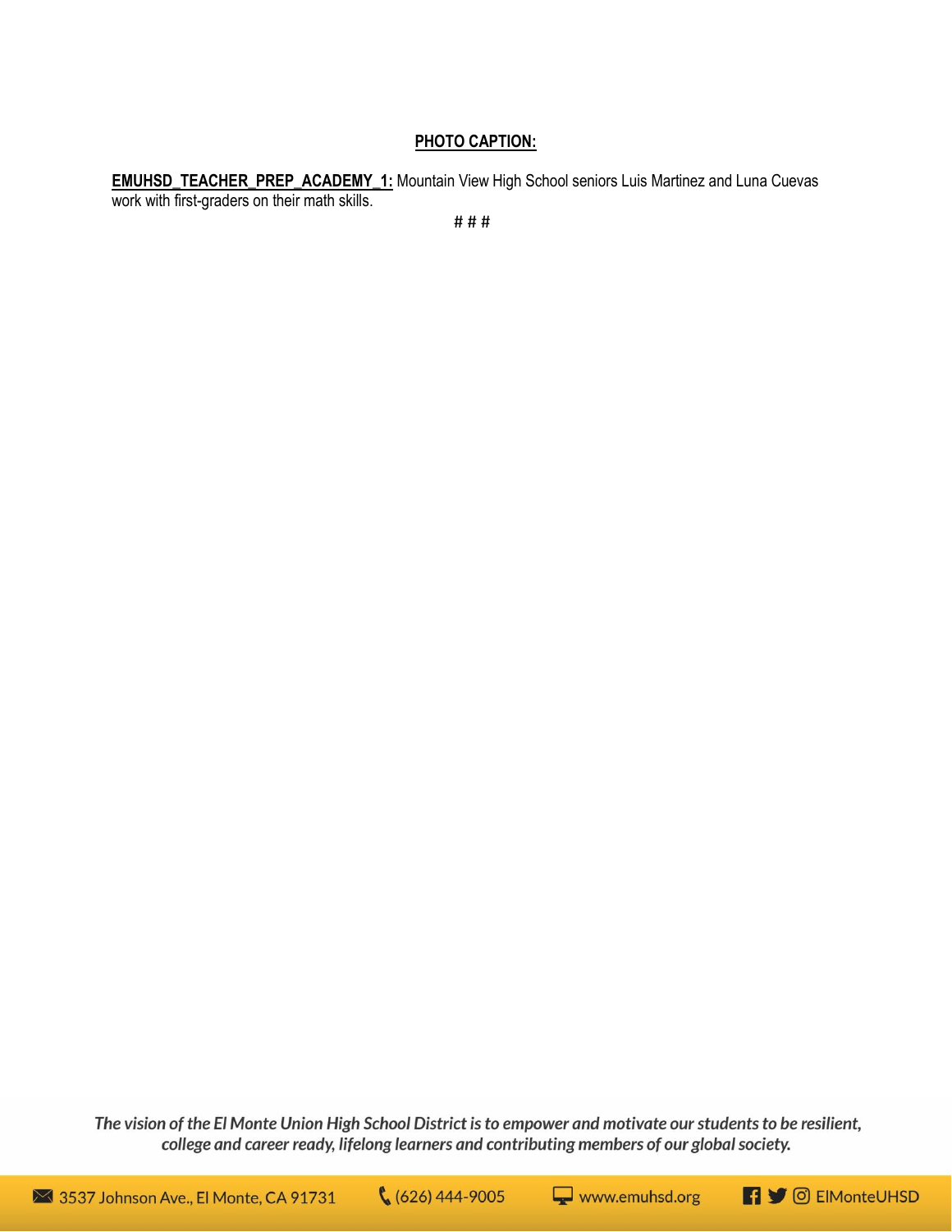**PHOTO CAPTION:**

**EMUHSD_TEACHER_PREP_ACADEMY_1:** Mountain View High School seniors Luis Martinez and Luna Cuevas work with first-graders on their math skills.

# # #

*The vision of the El Monte Union High School District is to empower and motivate our students to be resilient, college and career ready, lifelong learners and contributing members of our global society.*

3537 Johnson Ave., El Monte, CA 91731 | (626) 444-9005 | www.emuhsd.org | ElMonteUHSD